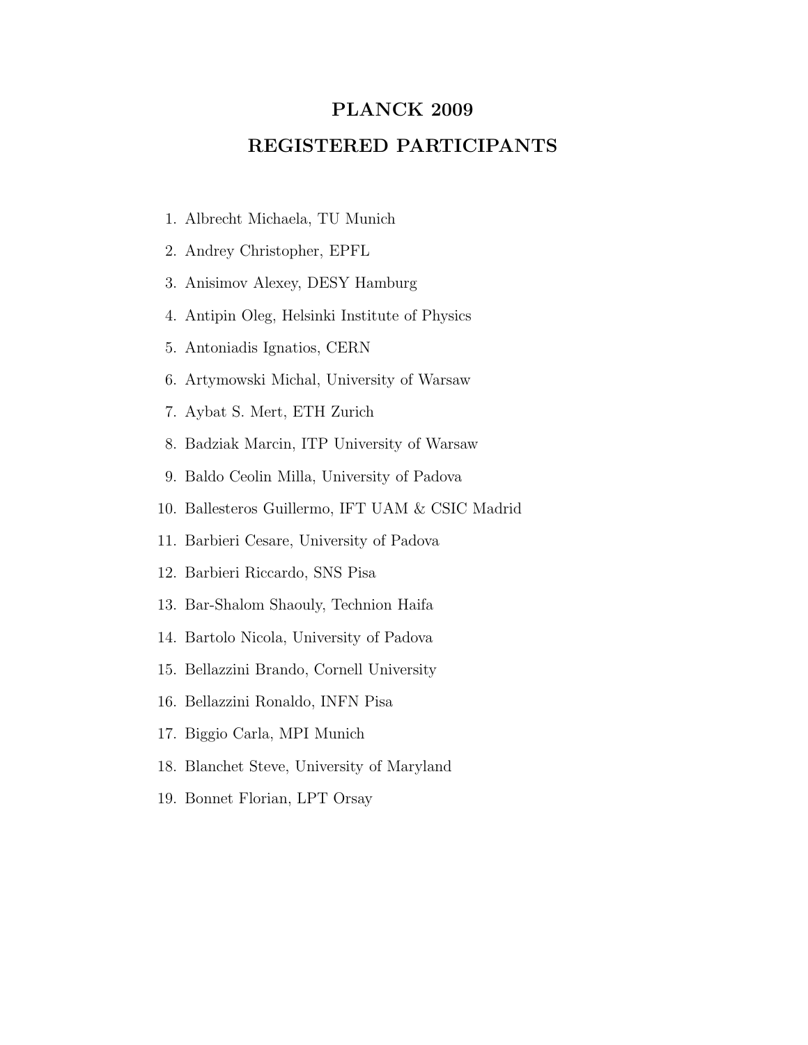# PLANCK 2009

## REGISTERED PARTICIPANTS

1. Albrecht Michaela, TU Munich
2. Andrey Christopher, EPFL
3. Anisimov Alexey, DESY Hamburg
4. Antipin Oleg, Helsinki Institute of Physics
5. Antoniadis Ignatios, CERN
6. Artymowski Michal, University of Warsaw
7. Aybat S. Mert, ETH Zurich
8. Badziak Marcin, ITP University of Warsaw
9. Baldo Ceolin Milla, University of Padova
10. Ballesteros Guillermo, IFT UAM & CSIC Madrid
11. Barbieri Cesare, University of Padova
12. Barbieri Riccardo, SNS Pisa
13. Bar-Shalom Shaouly, Technion Haifa
14. Bartolo Nicola, University of Padova
15. Bellazzini Brando, Cornell University
16. Bellazzini Ronaldo, INFN Pisa
17. Biggio Carla, MPI Munich
18. Blanchet Steve, University of Maryland
19. Bonnet Florian, LPT Orsay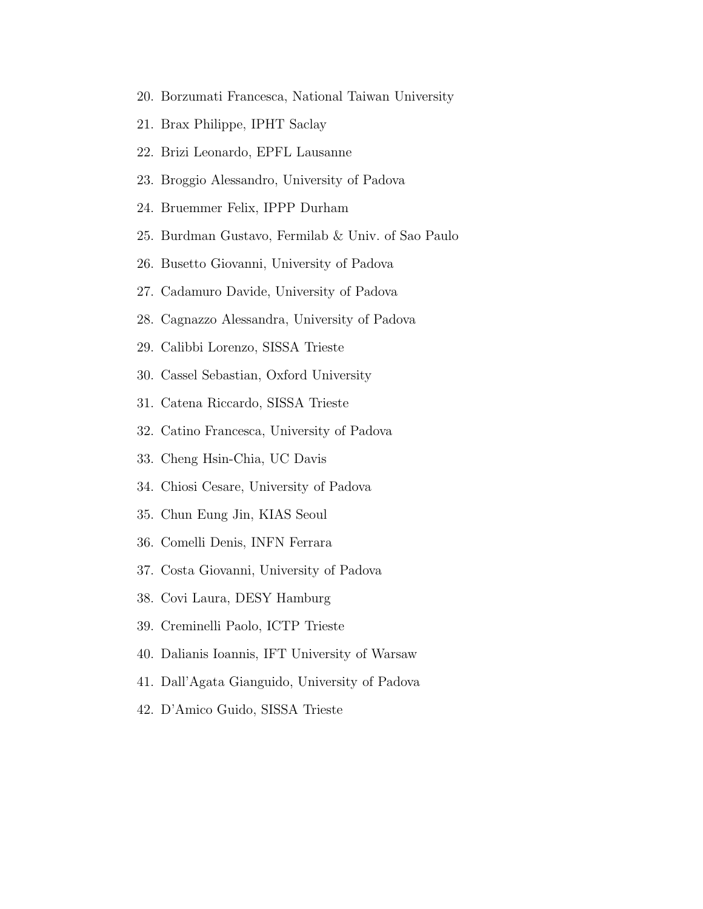20. Borzumati Francesca, National Taiwan University
21. Brax Philippe, IPHT Saclay
22. Brizi Leonardo, EPFL Lausanne
23. Broggio Alessandro, University of Padova
24. Bruemmer Felix, IPPP Durham
25. Burdman Gustavo, Fermilab & Univ. of Sao Paulo
26. Busetto Giovanni, University of Padova
27. Cadamuro Davide, University of Padova
28. Cagnazzo Alessandra, University of Padova
29. Calibbi Lorenzo, SISSA Trieste
30. Cassel Sebastian, Oxford University
31. Catena Riccardo, SISSA Trieste
32. Catino Francesca, University of Padova
33. Cheng Hsin-Chia, UC Davis
34. Chiosi Cesare, University of Padova
35. Chun Eung Jin, KIAS Seoul
36. Comelli Denis, INFN Ferrara
37. Costa Giovanni, University of Padova
38. Covi Laura, DESY Hamburg
39. Creminelli Paolo, ICTP Trieste
40. Dalianis Ioannis, IFT University of Warsaw
41. Dall'Agata Gianguido, University of Padova
42. D'Amico Guido, SISSA Trieste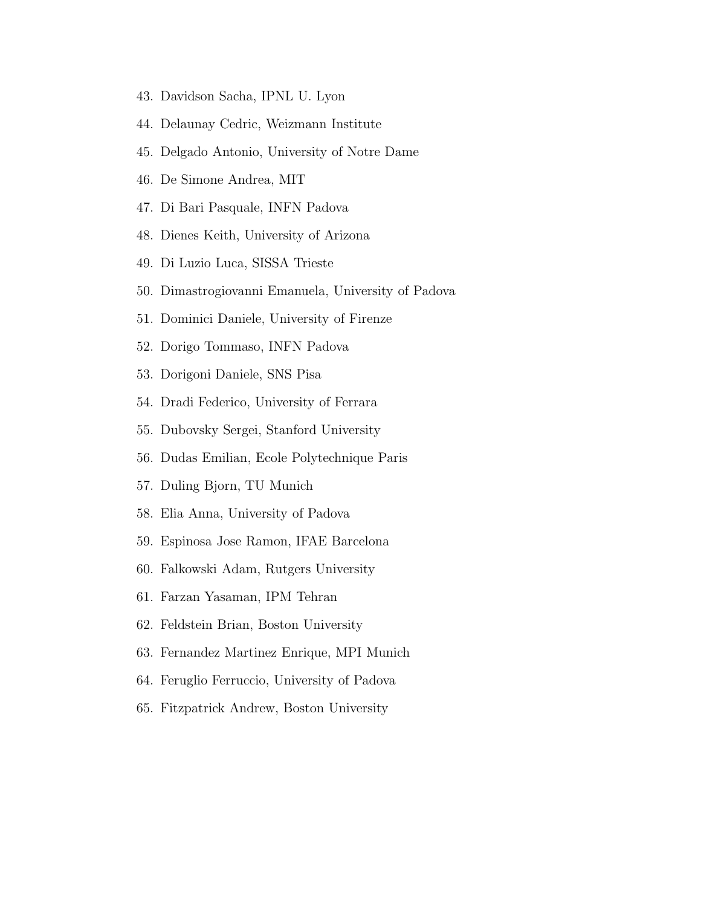43. Davidson Sacha, IPNL U. Lyon
44. Delaunay Cedric, Weizmann Institute
45. Delgado Antonio, University of Notre Dame
46. De Simone Andrea, MIT
47. Di Bari Pasquale, INFN Padova
48. Dienes Keith, University of Arizona
49. Di Luzio Luca, SISSA Trieste
50. Dimastrogiovanni Emanuela, University of Padova
51. Dominici Daniele, University of Firenze
52. Dorigo Tommaso, INFN Padova
53. Dorigoni Daniele, SNS Pisa
54. Dradi Federico, University of Ferrara
55. Dubovsky Sergei, Stanford University
56. Dudas Emilian, Ecole Polytechnique Paris
57. Duling Bjorn, TU Munich
58. Elia Anna, University of Padova
59. Espinosa Jose Ramon, IFAE Barcelona
60. Falkowski Adam, Rutgers University
61. Farzan Yasaman, IPM Tehran
62. Feldstein Brian, Boston University
63. Fernandez Martinez Enrique, MPI Munich
64. Feruglio Ferruccio, University of Padova
65. Fitzpatrick Andrew, Boston University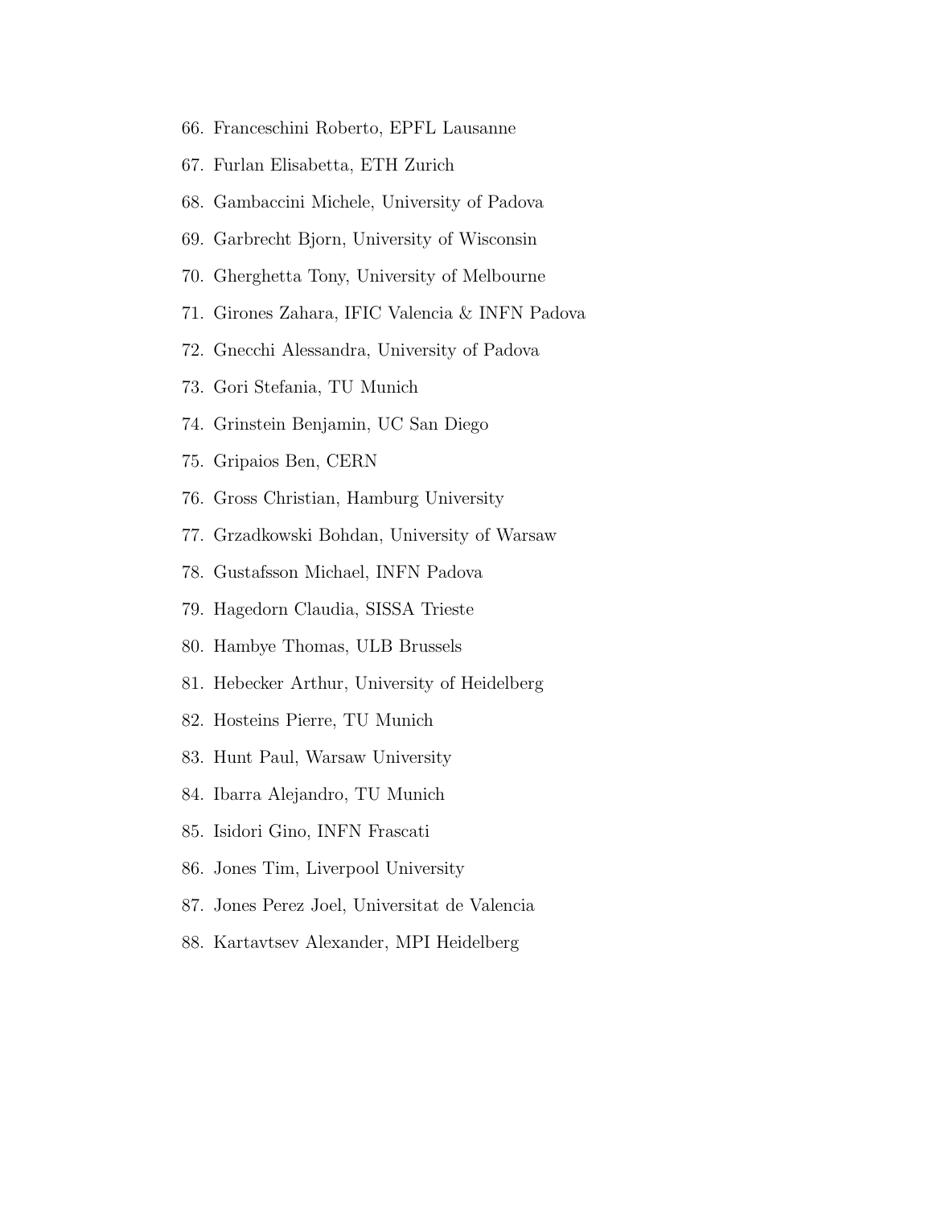66. Franceschini Roberto, EPFL Lausanne
67. Furlan Elisabetta, ETH Zurich
68. Gambaccini Michele, University of Padova
69. Garbrecht Bjorn, University of Wisconsin
70. Gherghetta Tony, University of Melbourne
71. Girones Zahara, IFIC Valencia & INFN Padova
72. Gnecchi Alessandra, University of Padova
73. Gori Stefania, TU Munich
74. Grinstein Benjamin, UC San Diego
75. Gripaios Ben, CERN
76. Gross Christian, Hamburg University
77. Grzadkowski Bohdan, University of Warsaw
78. Gustafsson Michael, INFN Padova
79. Hagedorn Claudia, SISSA Trieste
80. Hambye Thomas, ULB Brussels
81. Hebecker Arthur, University of Heidelberg
82. Hosteins Pierre, TU Munich
83. Hunt Paul, Warsaw University
84. Ibarra Alejandro, TU Munich
85. Isidori Gino, INFN Frascati
86. Jones Tim, Liverpool University
87. Jones Perez Joel, Universitat de Valencia
88. Kartavtsev Alexander, MPI Heidelberg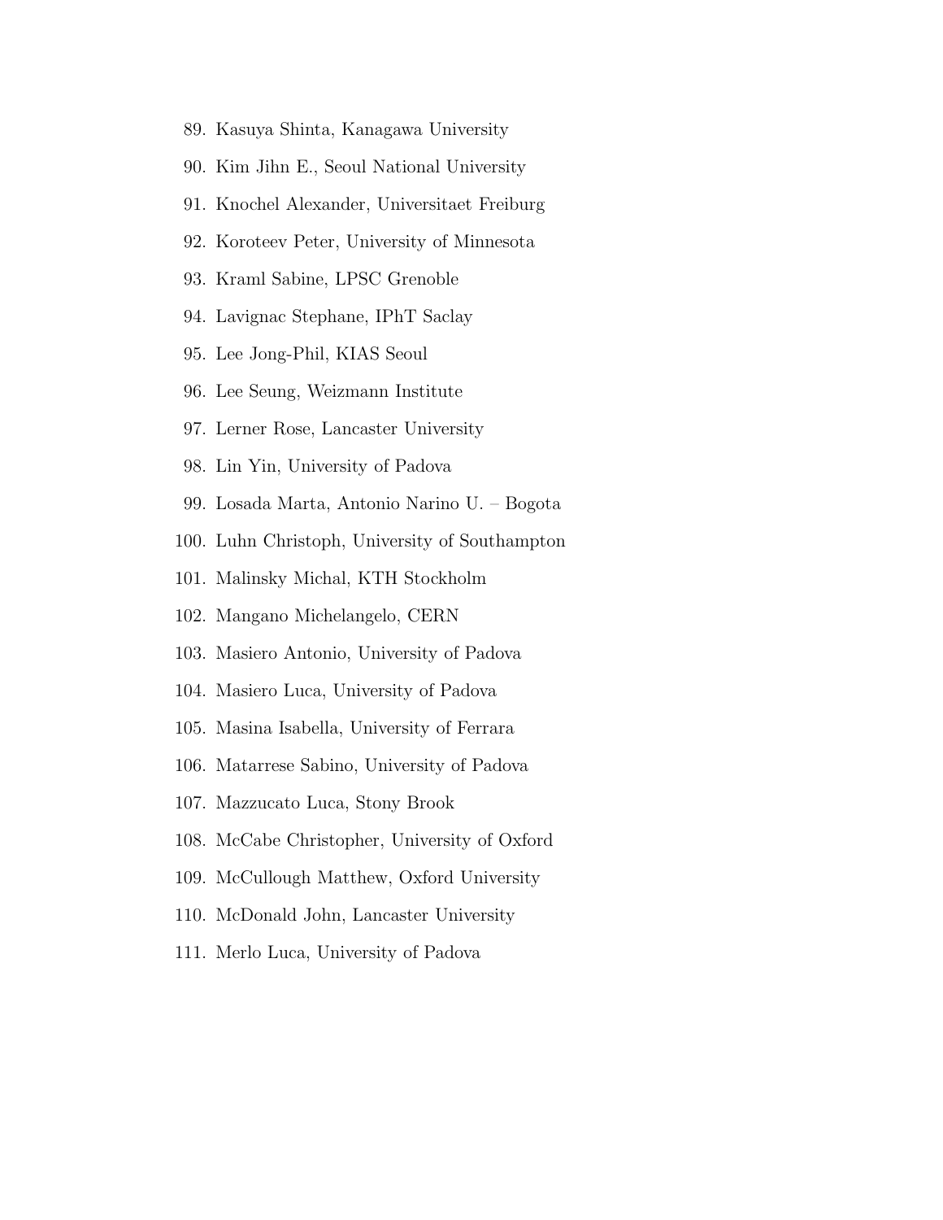89. Kasuya Shinta, Kanagawa University
90. Kim Jihn E., Seoul National University
91. Knochel Alexander, Universitaet Freiburg
92. Koroteev Peter, University of Minnesota
93. Kraml Sabine, LPSC Grenoble
94. Lavignac Stephane, IPhT Saclay
95. Lee Jong-Phil, KIAS Seoul
96. Lee Seung, Weizmann Institute
97. Lerner Rose, Lancaster University
98. Lin Yin, University of Padova
99. Losada Marta, Antonio Narino U. – Bogota
100. Luhn Christoph, University of Southampton
101. Malinsky Michal, KTH Stockholm
102. Mangano Michelangelo, CERN
103. Masiero Antonio, University of Padova
104. Masiero Luca, University of Padova
105. Masina Isabella, University of Ferrara
106. Matarrese Sabino, University of Padova
107. Mazzucato Luca, Stony Brook
108. McCabe Christopher, University of Oxford
109. McCullough Matthew, Oxford University
110. McDonald John, Lancaster University
111. Merlo Luca, University of Padova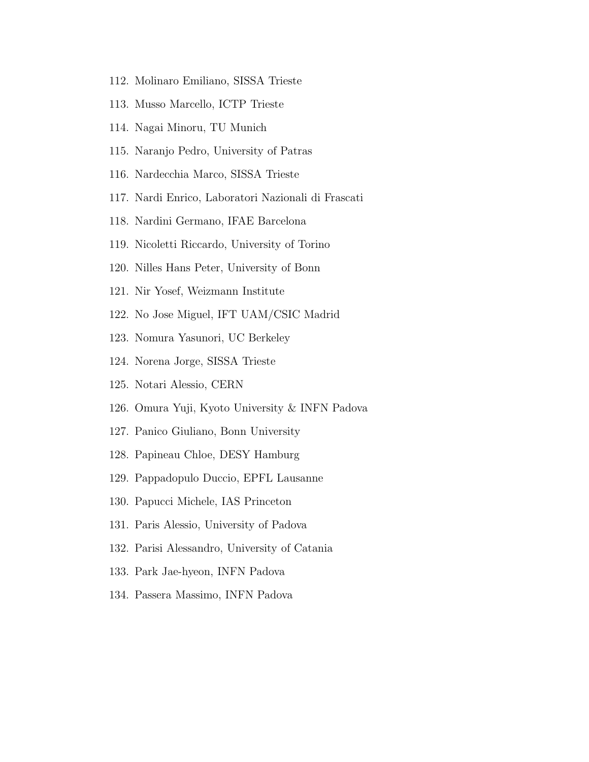112. Molinaro Emiliano, SISSA Trieste
113. Musso Marcello, ICTP Trieste
114. Nagai Minoru, TU Munich
115. Naranjo Pedro, University of Patras
116. Nardecchia Marco, SISSA Trieste
117. Nardi Enrico, Laboratori Nazionali di Frascati
118. Nardini Germano, IFAE Barcelona
119. Nicoletti Riccardo, University of Torino
120. Nilles Hans Peter, University of Bonn
121. Nir Yosef, Weizmann Institute
122. No Jose Miguel, IFT UAM/CSIC Madrid
123. Nomura Yasunori, UC Berkeley
124. Norena Jorge, SISSA Trieste
125. Notari Alessio, CERN
126. Omura Yuji, Kyoto University & INFN Padova
127. Panico Giuliano, Bonn University
128. Papineau Chloe, DESY Hamburg
129. Pappadopulo Duccio, EPFL Lausanne
130. Papucci Michele, IAS Princeton
131. Paris Alessio, University of Padova
132. Parisi Alessandro, University of Catania
133. Park Jae-hyeon, INFN Padova
134. Passera Massimo, INFN Padova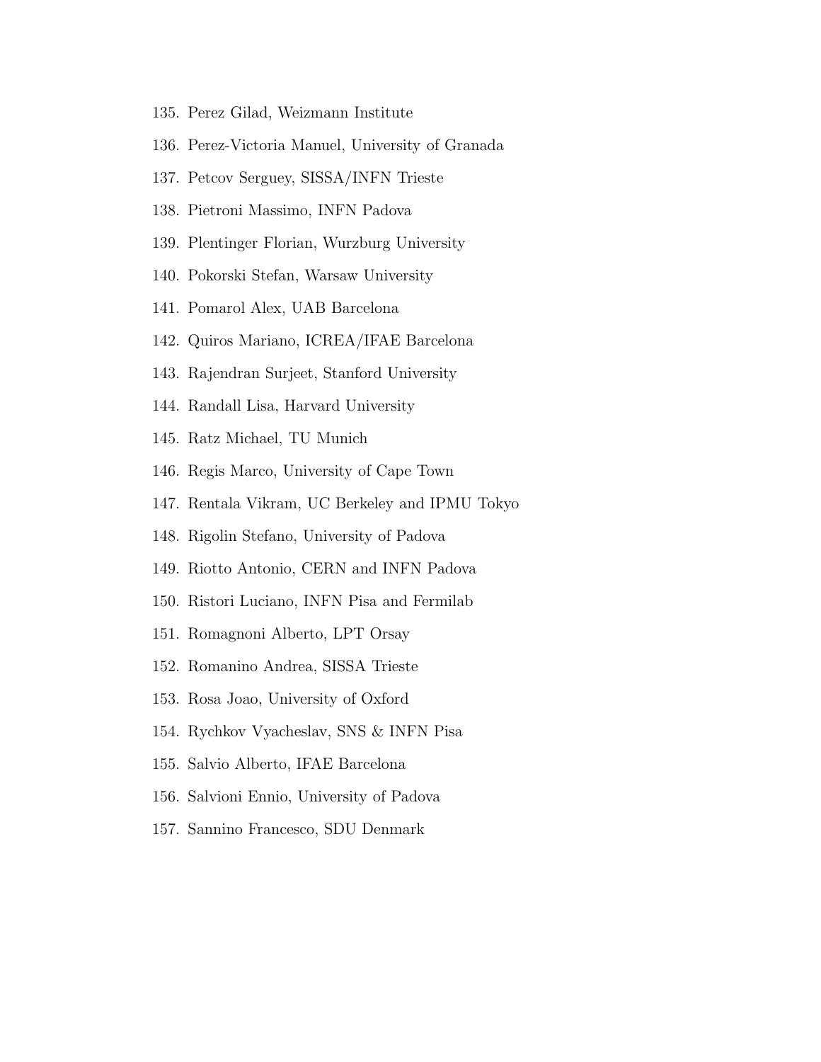135. Perez Gilad, Weizmann Institute
136. Perez-Victoria Manuel, University of Granada
137. Petcov Serguey, SISSA/INFN Trieste
138. Pietroni Massimo, INFN Padova
139. Plentinger Florian, Wurzburg University
140. Pokorski Stefan, Warsaw University
141. Pomarol Alex, UAB Barcelona
142. Quiros Mariano, ICREA/IFAE Barcelona
143. Rajendran Surjeet, Stanford University
144. Randall Lisa, Harvard University
145. Ratz Michael, TU Munich
146. Regis Marco, University of Cape Town
147. Rentala Vikram, UC Berkeley and IPMU Tokyo
148. Rigolin Stefano, University of Padova
149. Riotto Antonio, CERN and INFN Padova
150. Ristori Luciano, INFN Pisa and Fermilab
151. Romagnoni Alberto, LPT Orsay
152. Romanino Andrea, SISSA Trieste
153. Rosa Joao, University of Oxford
154. Rychkov Vyacheslav, SNS & INFN Pisa
155. Salvio Alberto, IFAE Barcelona
156. Salvioni Ennio, University of Padova
157. Sannino Francesco, SDU Denmark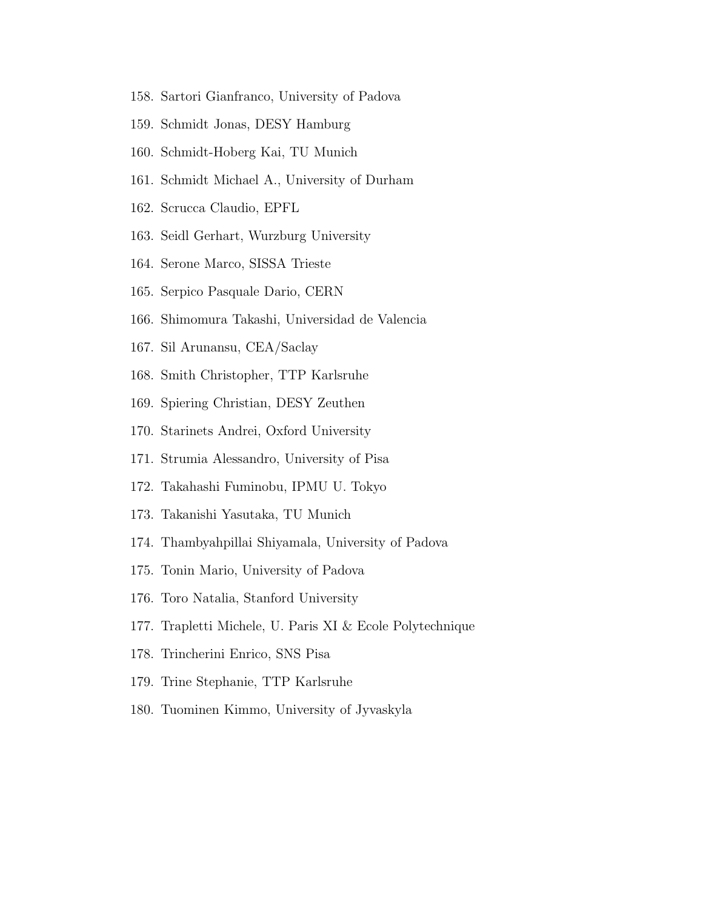158. Sartori Gianfranco, University of Padova
159. Schmidt Jonas, DESY Hamburg
160. Schmidt-Hoberg Kai, TU Munich
161. Schmidt Michael A., University of Durham
162. Scrucca Claudio, EPFL
163. Seidl Gerhart, Wurzburg University
164. Serone Marco, SISSA Trieste
165. Serpico Pasquale Dario, CERN
166. Shimomura Takashi, Universidad de Valencia
167. Sil Arunansu, CEA/Saclay
168. Smith Christopher, TTP Karlsruhe
169. Spiering Christian, DESY Zeuthen
170. Starinets Andrei, Oxford University
171. Strumia Alessandro, University of Pisa
172. Takahashi Fuminobu, IPMU U. Tokyo
173. Takanishi Yasutaka, TU Munich
174. Thambyahpillai Shiyamala, University of Padova
175. Tonin Mario, University of Padova
176. Toro Natalia, Stanford University
177. Trapletti Michele, U. Paris XI & Ecole Polytechnique
178. Trincherini Enrico, SNS Pisa
179. Trine Stephanie, TTP Karlsruhe
180. Tuominen Kimmo, University of Jyvaskyla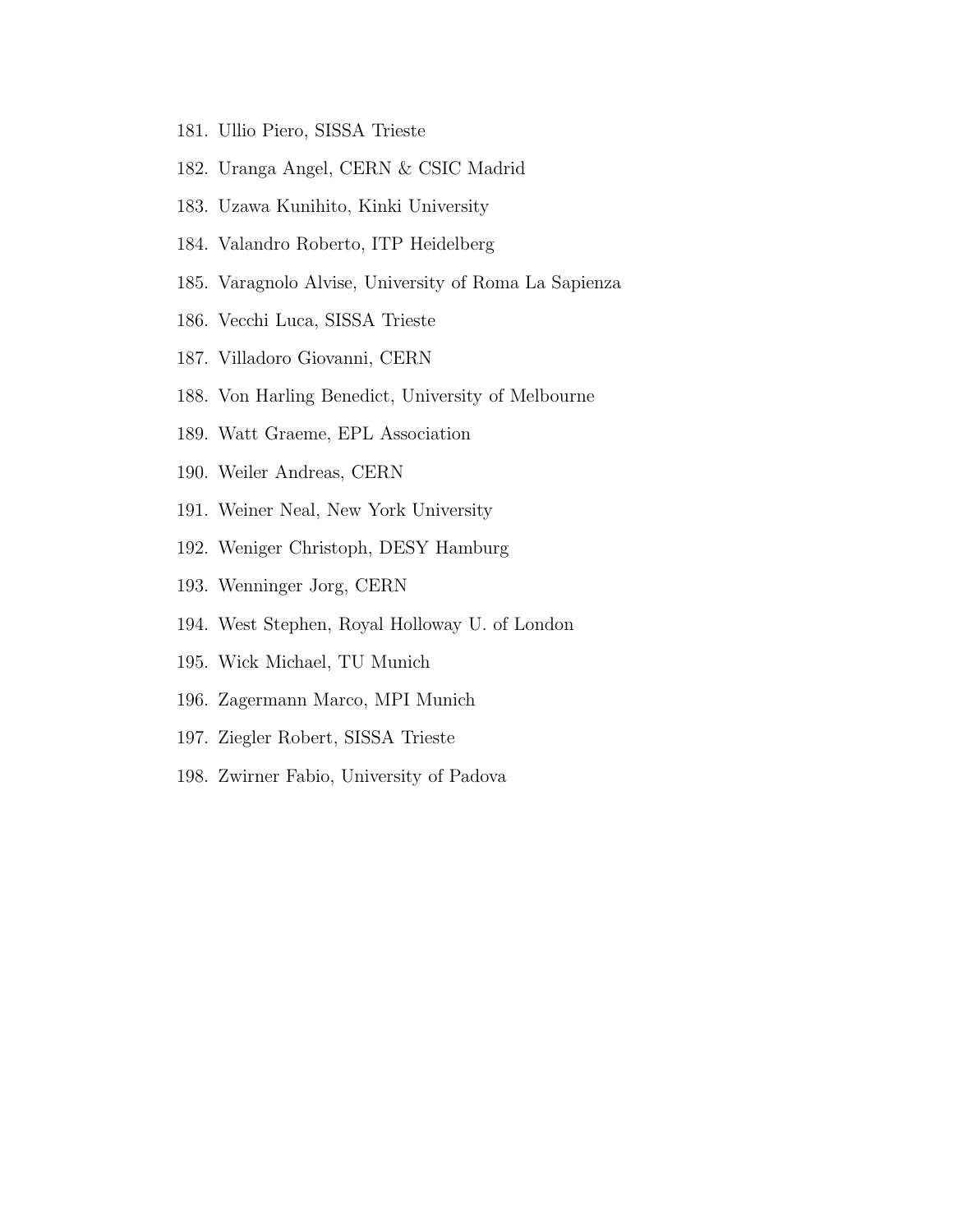181. Ullio Piero, SISSA Trieste
182. Uranga Angel, CERN & CSIC Madrid
183. Uzawa Kunihito, Kinki University
184. Valandro Roberto, ITP Heidelberg
185. Varagnolo Alvise, University of Roma La Sapienza
186. Vecchi Luca, SISSA Trieste
187. Villadoro Giovanni, CERN
188. Von Harling Benedict, University of Melbourne
189. Watt Graeme, EPL Association
190. Weiler Andreas, CERN
191. Weiner Neal, New York University
192. Weniger Christoph, DESY Hamburg
193. Wenninger Jorg, CERN
194. West Stephen, Royal Holloway U. of London
195. Wick Michael, TU Munich
196. Zagermann Marco, MPI Munich
197. Ziegler Robert, SISSA Trieste
198. Zwirner Fabio, University of Padova